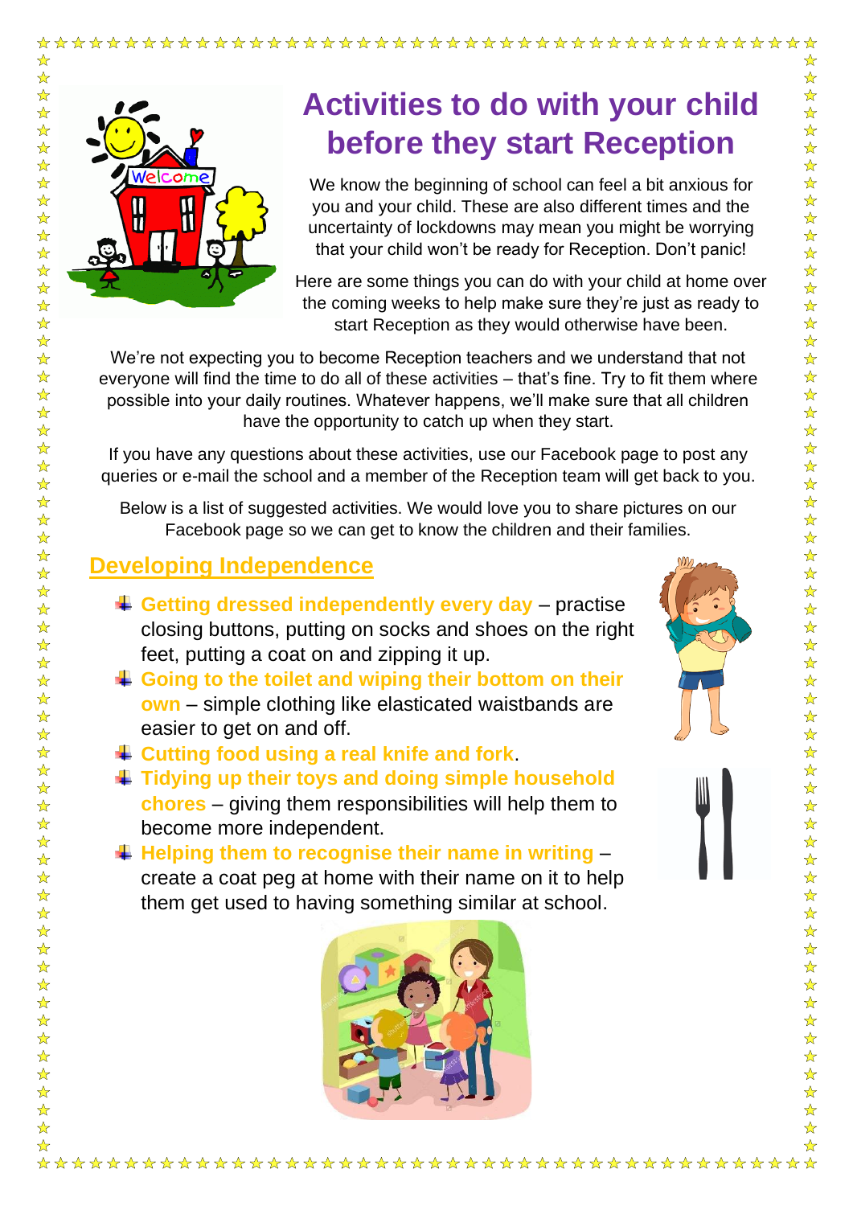# Activities to do with your child before they start Reception

We know the beginning of school can feel a bit anxious for you and your child. These are also different times and the uncertainty of lockdowns may mean you might be worrying that your child won't be ready for Reception. Don't panic!

Here are some things you can do with your child at home over the coming weeks to help make sure they're just as ready to start Reception as they would otherwise have been.

We're not expecting you to become Reception teachers and we understand that not everyone will find the time to do all of these activities – that's fine. Try to fit them where possible into your daily routines. Whatever happens, we'll make sure that all children have the opportunity to catch up when they start.

If you have any questions about these activities, use our Facebook page to post any queries or e-mail the school and a member of the Reception team will get back to you.

Below is a list of suggested activities. We would love you to share pictures on our Facebook page so we can get to know the children and their families.

## Developing Independence

- **Getting dressed independently every day** – practise closing buttons, putting on socks and shoes on the right feet, putting a coat on and zipping it up.
- **Going to the toilet and wiping their bottom on their own** – simple clothing like elasticated waistbands are easier to get on and off.
- **Cutting food using a real knife and fork**.
- **Tidying up their toys and doing simple household chores** – giving them responsibilities will help them to become more independent.
- **Helping them to recognise their name in writing** – create a coat peg at home with their name on it to help them get used to having something similar at school.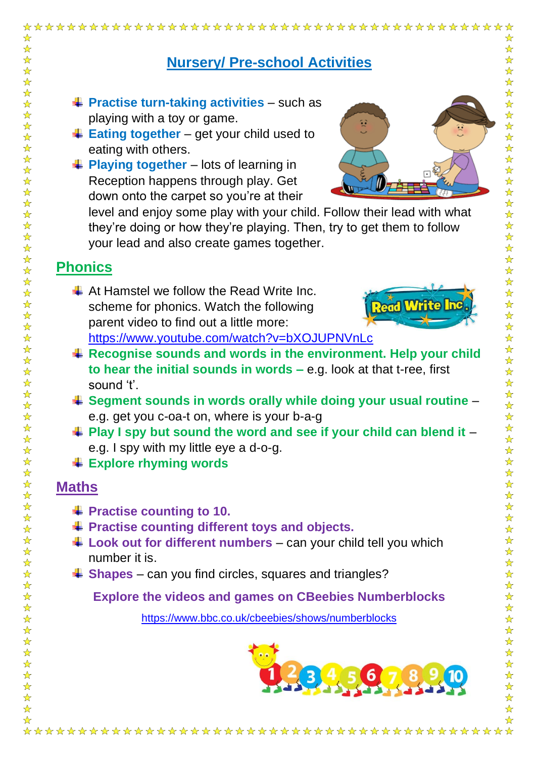# Nursery/ Pre-school Activities

- **Practise turn-taking activities** – such as playing with a toy or game.
- **Eating together** – get your child used to eating with others.
- **Playing together** – lots of learning in Reception happens through play. Get down onto the carpet so you're at their level and enjoy some play with your child. Follow their lead with what they're doing or how they're playing. Then, try to get them to follow your lead and also create games together.

## Phonics

- At Hamstel we follow the Read Write Inc. scheme for phonics. Watch the following parent video to find out a little more: https://www.youtube.com/watch?v=bXOJUPNVnLc
- **Recognise sounds and words in the environment. Help your child to hear the initial sounds in words –** e.g. look at that t-ree, first sound 't'.
- **Segment sounds in words orally while doing your usual routine** – e.g. get you c-oa-t on, where is your b-a-g
- **Play I spy but sound the word and see if your child can blend it** – e.g. I spy with my little eye a d-o-g.
- **Explore rhyming words**

## Maths

- **Practise counting to 10.**
- **Practise counting different toys and objects.**
- **Look out for different numbers** – can your child tell you which number it is.
- **Shapes** – can you find circles, squares and triangles?

**Explore the videos and games on CBeebies Numberblocks**

https://www.bbc.co.uk/cbeebies/shows/numberblocks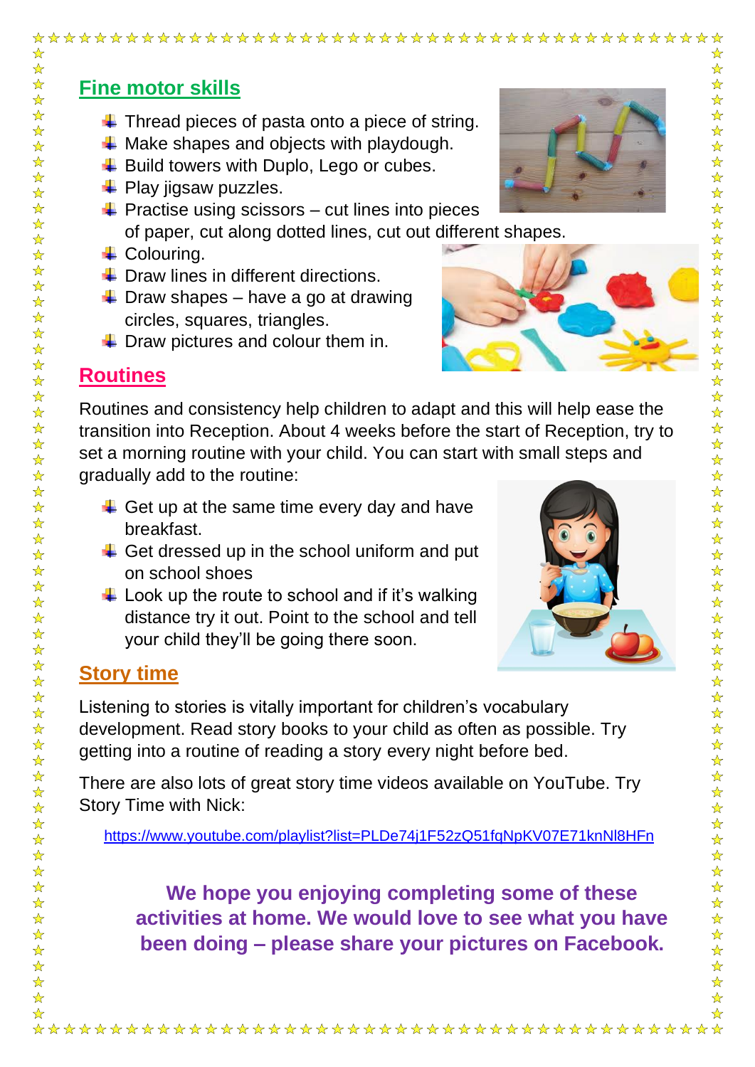## Fine motor skills

- Thread pieces of pasta onto a piece of string.
- Make shapes and objects with playdough.
- Build towers with Duplo, Lego or cubes.
- Play jigsaw puzzles.
- Practise using scissors – cut lines into pieces of paper, cut along dotted lines, cut out different shapes.
- Colouring.
- Draw lines in different directions.
- Draw shapes – have a go at drawing circles, squares, triangles.
- Draw pictures and colour them in.

## Routines

Routines and consistency help children to adapt and this will help ease the transition into Reception. About 4 weeks before the start of Reception, try to set a morning routine with your child. You can start with small steps and gradually add to the routine:

- Get up at the same time every day and have breakfast.
- Get dressed up in the school uniform and put on school shoes
- Look up the route to school and if it's walking distance try it out. Point to the school and tell your child they'll be going there soon.

## Story time

Listening to stories is vitally important for children's vocabulary development. Read story books to your child as often as possible. Try getting into a routine of reading a story every night before bed.

There are also lots of great story time videos available on YouTube. Try Story Time with Nick:

https://www.youtube.com/playlist?list=PLDe74j1F52zQ51fqNpKV07E71knNl8HFn

**We hope you enjoying completing some of these activities at home. We would love to see what you have been doing – please share your pictures on Facebook.**